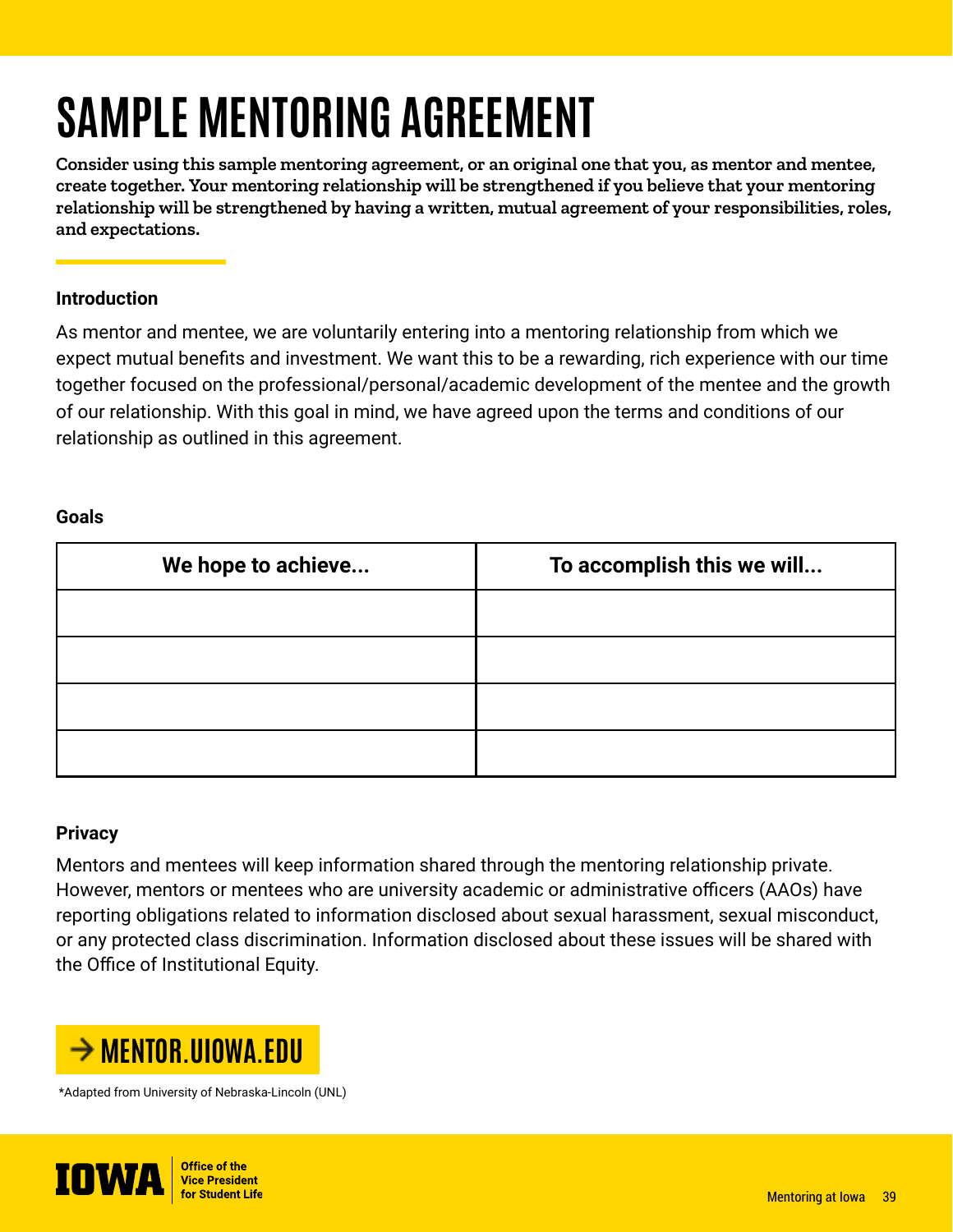# SAMPLE MENTORING AGREEMENT

**Consider using this sample mentoring agreement, or an original one that you, as mentor and mentee, create together. Your mentoring relationship will be strengthened if you believe that your mentoring relationship will be strengthened by having a written, mutual agreement of your responsibilities, roles, and expectations.**

### Introduction

As mentor and mentee, we are voluntarily entering into a mentoring relationship from which we expect mutual benefits and investment. We want this to be a rewarding, rich experience with our time together focused on the professional/personal/academic development of the mentee and the growth of our relationship. With this goal in mind, we have agreed upon the terms and conditions of our relationship as outlined in this agreement.

### Goals

| We hope to achieve... | To accomplish this we will... |
|---|---|
| | |
| | |
| | |
| | |

### Privacy

Mentors and mentees will keep information shared through the mentoring relationship private. However, mentors or mentees who are university academic or administrative officers (AAOs) have reporting obligations related to information disclosed about sexual harassment, sexual misconduct, or any protected class discrimination. Information disclosed about these issues will be shared with the Office of Institutional Equity.

→ MENTOR.UIOWA.EDU

*Adapted from University of Nebraska-Lincoln (UNL)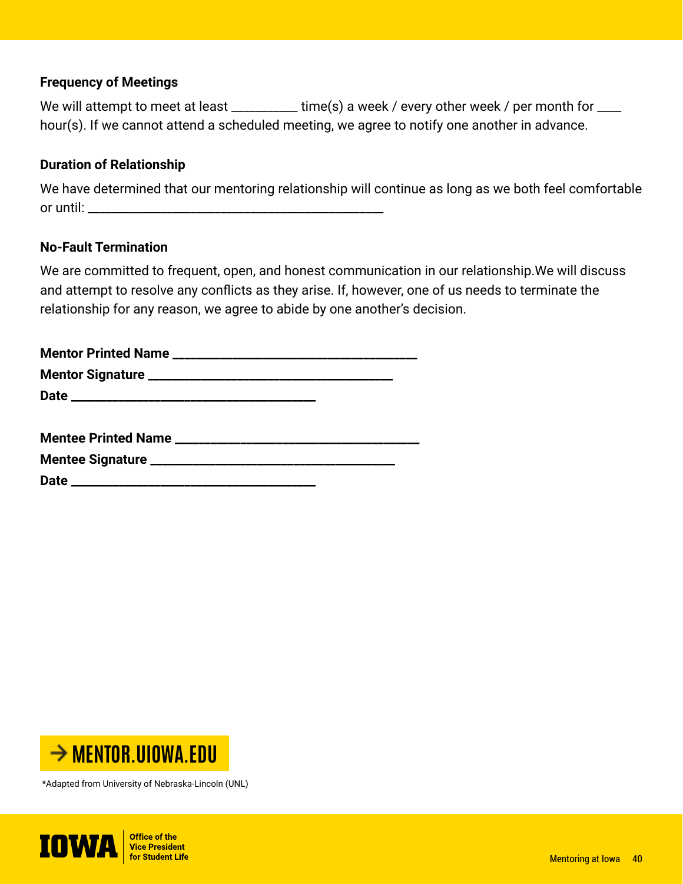### Frequency of Meetings

We will attempt to meet at least __________ time(s) a week / every other week / per month for ____ hour(s). If we cannot attend a scheduled meeting, we agree to notify one another in advance.

### Duration of Relationship

We have determined that our mentoring relationship will continue as long as we both feel comfortable or until: ____________________________________________

### No-Fault Termination

We are committed to frequent, open, and honest communication in our relationship.We will discuss and attempt to resolve any conflicts as they arise. If, however, one of us needs to terminate the relationship for any reason, we agree to abide by one another's decision.

**Mentor Printed Name ____________________________________**

**Mentor Signature ____________________________________**

**Date ____________________________________**

**Mentee Printed Name ____________________________________**

**Mentee Signature ____________________________________**

**Date ____________________________________**

→ MENTOR.UIOWA.EDU

*Adapted from University of Nebraska-Lincoln (UNL)